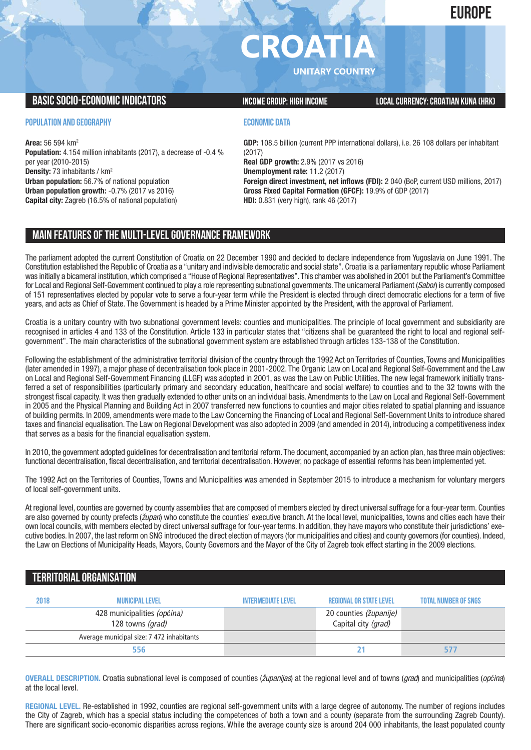# EUROPE

# CROATIA

UNITARY COUNTRY

## BASIC SOCIO-ECONOMIC INDICATORS

INCOME GROUP: HIGH INCOME

LOCAL CURRENCY: CROATIAN KUNA (HRK)

### POPULATION AND GEOGRAPHY

**Area:** 56 594 km$^2$
**Population:** 4.154 million inhabitants (2017), a decrease of -0.4 % per year (2010-2015)
**Density:** 73 inhabitants / km$^2$
**Urban population:** 56.7% of national population
**Urban population growth:** -0.7% (2017 vs 2016)
**Capital city:** Zagreb (16.5% of national population)

### ECONOMIC DATA

**GDP:** 108.5 billion (current PPP international dollars), i.e. 26 108 dollars per inhabitant (2017)
**Real GDP growth:** 2.9% (2017 vs 2016)
**Unemployment rate:** 11.2 (2017)
**Foreign direct investment, net inflows (FDI):** 2 040 (BoP, current USD millions, 2017)
**Gross Fixed Capital Formation (GFCF):** 19.9% of GDP (2017)
**HDI:** 0.831 (very high), rank 46 (2017)

## MAIN FEATURES OF THE MULTI-LEVEL GOVERNANCE FRAMEWORK

The parliament adopted the current Constitution of Croatia on 22 December 1990 and decided to declare independence from Yugoslavia on June 1991. The Constitution established the Republic of Croatia as a "unitary and indivisible democratic and social state". Croatia is a parliamentary republic whose Parliament was initially a bicameral institution, which comprised a "House of Regional Representatives". This chamber was abolished in 2001 but the Parliament's Committee for Local and Regional Self-Government continued to play a role representing subnational governments. The unicameral Parliament (*Sabor*) is currently composed of 151 representatives elected by popular vote to serve a four-year term while the President is elected through direct democratic elections for a term of five years, and acts as Chief of State. The Government is headed by a Prime Minister appointed by the President, with the approval of Parliament.

Croatia is a unitary country with two subnational government levels: counties and municipalities. The principle of local government and subsidiarity are recognised in articles 4 and 133 of the Constitution. Article 133 in particular states that "citizens shall be guaranteed the right to local and regional self-government". The main characteristics of the subnational government system are established through articles 133-138 of the Constitution.

Following the establishment of the administrative territorial division of the country through the 1992 Act on Territories of Counties, Towns and Municipalities (later amended in 1997), a major phase of decentralisation took place in 2001-2002. The Organic Law on Local and Regional Self-Government and the Law on Local and Regional Self-Government Financing (LLGF) was adopted in 2001, as was the Law on Public Utilities. The new legal framework initially transferred a set of responsibilities (particularly primary and secondary education, healthcare and social welfare) to counties and to the 32 towns with the strongest fiscal capacity. It was then gradually extended to other units on an individual basis. Amendments to the Law on Local and Regional Self-Government in 2005 and the Physical Planning and Building Act in 2007 transferred new functions to counties and major cities related to spatial planning and issuance of building permits. In 2009, amendments were made to the Law Concerning the Financing of Local and Regional Self-Government Units to introduce shared taxes and financial equalisation. The Law on Regional Development was also adopted in 2009 (and amended in 2014), introducing a competitiveness index that serves as a basis for the financial equalisation system.

In 2010, the government adopted guidelines for decentralisation and territorial reform. The document, accompanied by an action plan, has three main objectives: functional decentralisation, fiscal decentralisation, and territorial decentralisation. However, no package of essential reforms has been implemented yet.

The 1992 Act on the Territories of Counties, Towns and Municipalities was amended in September 2015 to introduce a mechanism for voluntary mergers of local self-government units.

At regional level, counties are governed by county assemblies that are composed of members elected by direct universal suffrage for a four-year term. Counties are also governed by county prefects (*župan*) who constitute the counties' executive branch. At the local level, municipalities, towns and cities each have their own local councils, with members elected by direct universal suffrage for four-year terms. In addition, they have mayors who constitute their jurisdictions' executive bodies. In 2007, the last reform on SNG introduced the direct election of mayors (for municipalities and cities) and county governors (for counties). Indeed, the Law on Elections of Municipality Heads, Mayors, County Governors and the Mayor of the City of Zagreb took effect starting in the 2009 elections.

## TERRITORIAL ORGANISATION

| 2018 | MUNICIPAL LEVEL | INTERMEDIATE LEVEL | REGIONAL OR STATE LEVEL | TOTAL NUMBER OF SNGS |
|---|---|---|---|---|
| | 428 municipalities *(općina)*<br>128 towns *(grad)* | | 20 counties *(županije)*<br>Capital city *(grad)* | |
| | Average municipal size: 7 472 inhabitants | | | |
| | 556 | | 21 | 577 |

**OVERALL DESCRIPTION.** Croatia subnational level is composed of counties (*županijas*) at the regional level and of towns (*grad*) and municipalities (*općina*) at the local level.

**REGIONAL LEVEL.** Re-established in 1992, counties are regional self-government units with a large degree of autonomy. The number of regions includes the City of Zagreb, which has a special status including the competences of both a town and a county (separate from the surrounding Zagreb County). There are significant socio-economic disparities across regions. While the average county size is around 204 000 inhabitants, the least populated county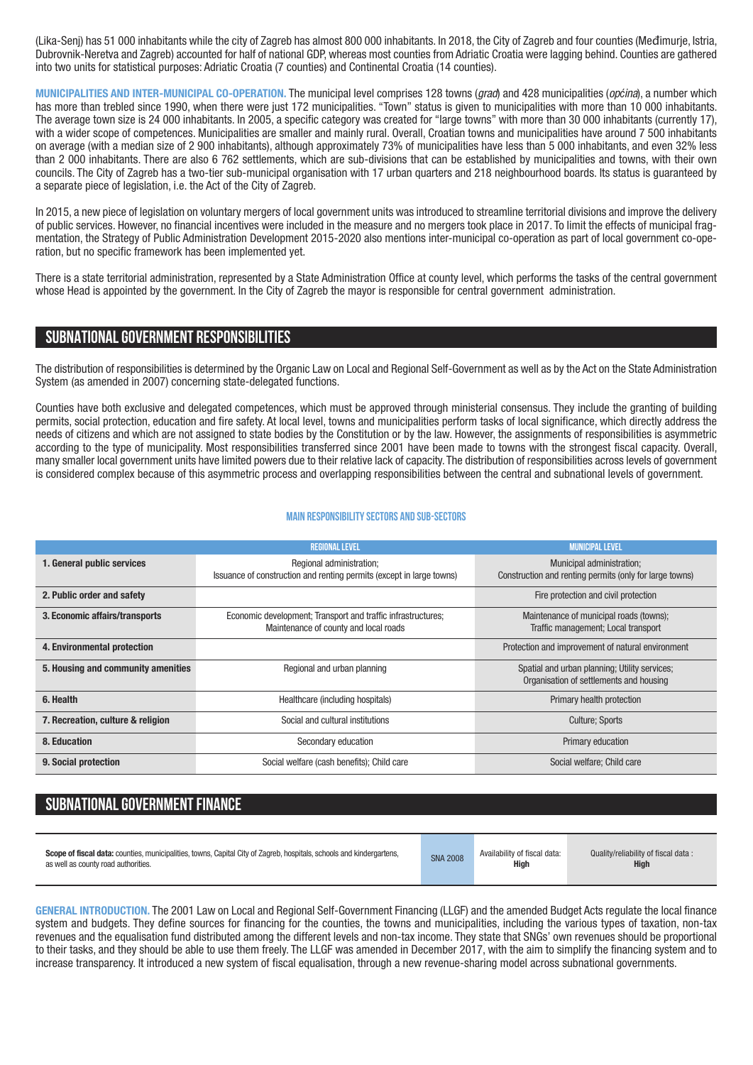(Lika-Senj) has 51 000 inhabitants while the city of Zagreb has almost 800 000 inhabitants. In 2018, the City of Zagreb and four counties (Međimurje, Istria, Dubrovnik-Neretva and Zagreb) accounted for half of national GDP, whereas most counties from Adriatic Croatia were lagging behind. Counties are gathered into two units for statistical purposes: Adriatic Croatia (7 counties) and Continental Croatia (14 counties).

**MUNICIPALITIES AND INTER-MUNICIPAL CO-OPERATION.** The municipal level comprises 128 towns (*grad*) and 428 municipalities (*općina*), a number which has more than trebled since 1990, when there were just 172 municipalities. "Town" status is given to municipalities with more than 10 000 inhabitants. The average town size is 24 000 inhabitants. In 2005, a specific category was created for "large towns" with more than 30 000 inhabitants (currently 17), with a wider scope of competences. Municipalities are smaller and mainly rural. Overall, Croatian towns and municipalities have around 7 500 inhabitants on average (with a median size of 2 900 inhabitants), although approximately 73% of municipalities have less than 5 000 inhabitants, and even 32% less than 2 000 inhabitants. There are also 6 762 settlements, which are sub-divisions that can be established by municipalities and towns, with their own councils. The City of Zagreb has a two-tier sub-municipal organisation with 17 urban quarters and 218 neighbourhood boards. Its status is guaranteed by a separate piece of legislation, i.e. the Act of the City of Zagreb.

In 2015, a new piece of legislation on voluntary mergers of local government units was introduced to streamline territorial divisions and improve the delivery of public services. However, no financial incentives were included in the measure and no mergers took place in 2017. To limit the effects of municipal fragmentation, the Strategy of Public Administration Development 2015-2020 also mentions inter-municipal co-operation as part of local government co-operation, but no specific framework has been implemented yet.

There is a state territorial administration, represented by a State Administration Office at county level, which performs the tasks of the central government whose Head is appointed by the government. In the City of Zagreb the mayor is responsible for central government administration.

## SUBNATIONAL GOVERNMENT RESPONSIBILITIES

The distribution of responsibilities is determined by the Organic Law on Local and Regional Self-Government as well as by the Act on the State Administration System (as amended in 2007) concerning state-delegated functions.

Counties have both exclusive and delegated competences, which must be approved through ministerial consensus. They include the granting of building permits, social protection, education and fire safety. At local level, towns and municipalities perform tasks of local significance, which directly address the needs of citizens and which are not assigned to state bodies by the Constitution or by the law. However, the assignments of responsibilities is asymmetric according to the type of municipality. Most responsibilities transferred since 2001 have been made to towns with the strongest fiscal capacity. Overall, many smaller local government units have limited powers due to their relative lack of capacity. The distribution of responsibilities across levels of government is considered complex because of this asymmetric process and overlapping responsibilities between the central and subnational levels of government.

### MAIN RESPONSIBILITY SECTORS AND SUB-SECTORS

| | REGIONAL LEVEL | MUNICIPAL LEVEL |
|---|---|---|
| **1. General public services** | Regional administration; Issuance of construction and renting permits (except in large towns) | Municipal administration; Construction and renting permits (only for large towns) |
| **2. Public order and safety** | | Fire protection and civil protection |
| **3. Economic affairs/transports** | Economic development; Transport and traffic infrastructures; Maintenance of county and local roads | Maintenance of municipal roads (towns); Traffic management; Local transport |
| **4. Environmental protection** | | Protection and improvement of natural environment |
| **5. Housing and community amenities** | Regional and urban planning | Spatial and urban planning; Utility services; Organisation of settlements and housing |
| **6. Health** | Healthcare (including hospitals) | Primary health protection |
| **7. Recreation, culture & religion** | Social and cultural institutions | Culture; Sports |
| **8. Education** | Secondary education | Primary education |
| **9. Social protection** | Social welfare (cash benefits); Child care | Social welfare; Child care |

## SUBNATIONAL GOVERNMENT FINANCE

| **Scope of fiscal data:** counties, municipalities, towns, Capital City of Zagreb, hospitals, schools and kindergartens, as well as county road authorities. | SNA 2008 | Availability of fiscal data: **High** | Quality/reliability of fiscal data : **High** |
|---|---|---|---|

**GENERAL INTRODUCTION.** The 2001 Law on Local and Regional Self-Government Financing (LLGF) and the amended Budget Acts regulate the local finance system and budgets. They define sources for financing for the counties, the towns and municipalities, including the various types of taxation, non-tax revenues and the equalisation fund distributed among the different levels and non-tax income. They state that SNGs' own revenues should be proportional to their tasks, and they should be able to use them freely. The LLGF was amended in December 2017, with the aim to simplify the financing system and to increase transparency. It introduced a new system of fiscal equalisation, through a new revenue-sharing model across subnational governments.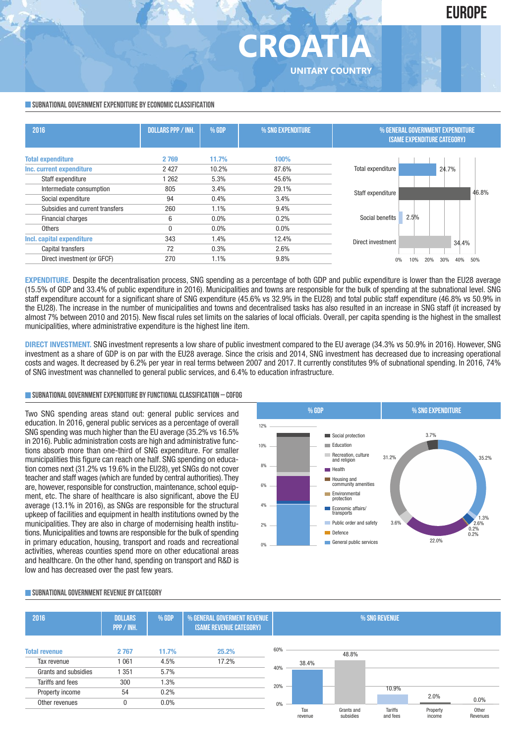# CROATIA

**UNITARY COUNTRY**

EUROPE

## SUBNATIONAL GOVERNMENT EXPENDITURE BY ECONOMIC CLASSIFICATION

| 2016 | DOLLARS PPP / INH. | % GDP | % SNG EXPENDITURE |
|---|---|---|---|
| **Total expenditure** | **2 769** | **11.7%** | **100%** |
| **Inc. current expenditure** | 2 427 | 10.2% | 87.6% |
| Staff expenditure | 1 262 | 5.3% | 45.6% |
| Intermediate consumption | 805 | 3.4% | 29.1% |
| Social expenditure | 94 | 0.4% | 3.4% |
| Subsidies and current transfers | 260 | 1.1% | 9.4% |
| Financial charges | 6 | 0.0% | 0.2% |
| Others | 0 | 0.0% | 0.0% |
| **Incl. capital expenditure** | 343 | 1.4% | 12.4% |
| Capital transfers | 72 | 0.3% | 2.6% |
| Direct investment (or GFCF) | 270 | 1.1% | 9.8% |

% GENERAL GOVERNMENT EXPENDITURE (SAME EXPENDITURE CATEGORY)

| Category | % |
|---|---|
| Total expenditure | 24.7% |
| Staff expenditure | 46.8% |
| Social benefits | 2.5% |
| Direct investment | 34.4% |

**EXPENDITURE.** Despite the decentralisation process, SNG spending as a percentage of both GDP and public expenditure is lower than the EU28 average (15.5% of GDP and 33.4% of public expenditure in 2016). Municipalities and towns are responsible for the bulk of spending at the subnational level. SNG staff expenditure account for a significant share of SNG expenditure (45.6% vs 32.9% in the EU28) and total public staff expenditure (46.8% vs 50.9% in the EU28). The increase in the number of municipalities and towns and decentralised tasks has also resulted in an increase in SNG staff (it increased by almost 7% between 2010 and 2015). New fiscal rules set limits on the salaries of local officials. Overall, per capita spending is the highest in the smallest municipalities, where administrative expenditure is the highest line item.

**DIRECT INVESTMENT.** SNG investment represents a low share of public investment compared to the EU average (34.3% vs 50.9% in 2016). However, SNG investment as a share of GDP is on par with the EU28 average. Since the crisis and 2014, SNG investment has decreased due to increasing operational costs and wages. It decreased by 6.2% per year in real terms between 2007 and 2017. It currently constitutes 9% of subnational spending. In 2016, 74% of SNG investment was channelled to general public services, and 6.4% to education infrastructure.

## SUBNATIONAL GOVERNMENT EXPENDITURE BY FUNCTIONAL CLASSIFICATION – COFOG

Two SNG spending areas stand out: general public services and education. In 2016, general public services as a percentage of overall SNG spending was much higher than the EU average (35.2% vs 16.5% in 2016). Public administration costs are high and administrative functions absorb more than one-third of SNG expenditure. For smaller municipalities this figure can reach one half. SNG spending on education comes next (31.2% vs 19.6% in the EU28), yet SNGs do not cover teacher and staff wages (which are funded by central authorities). They are, however, responsible for construction, maintenance, school equipment, etc. The share of healthcare is also significant, above the EU average (13.1% in 2016), as SNGs are responsible for the structural upkeep of facilities and equipment in health institutions owned by the municipalities. They are also in charge of modernising health institutions. Municipalities and towns are responsible for the bulk of spending in primary education, housing, transport and roads and recreational activities, whereas counties spend more on other educational areas and healthcare. On the other hand, spending on transport and R&D is low and has decreased over the past few years.

% SNG EXPENDITURE

| Function | % |
|---|---|
| Social protection | 3.7% |
| Education | 31.2% |
| Recreation, culture and religion | 3.6% |
| Health | 22.0% |
| Housing and community amenities | 0.2% |
| Environmental protection | 0.2% |
| Economic affairs/transports | 2.6% |
| Public order and safety | 1.3% |
| Defence | |
| General public services | 35.2% |

## SUBNATIONAL GOVERNMENT REVENUE BY CATEGORY

| 2016 | DOLLARS PPP / INH. | % GDP | % GENERAL GOVERMENT REVENUE (SAME REVENUE CATEGORY) |
|---|---|---|---|
| **Total revenue** | **2 767** | **11.7%** | **25.2%** |
| Tax revenue | 1 061 | 4.5% | 17.2% |
| Grants and subsidies | 1 351 | 5.7% | |
| Tariffs and fees | 300 | 1.3% | |
| Property income | 54 | 0.2% | |
| Other revenues | 0 | 0.0% | |

% SNG REVENUE

| Tax revenue | Grants and subsidies | Tariffs and fees | Property income | Other Revenues |
|---|---|---|---|---|
| 38.4% | 48.8% | 10.9% | 2.0% | 0.0% |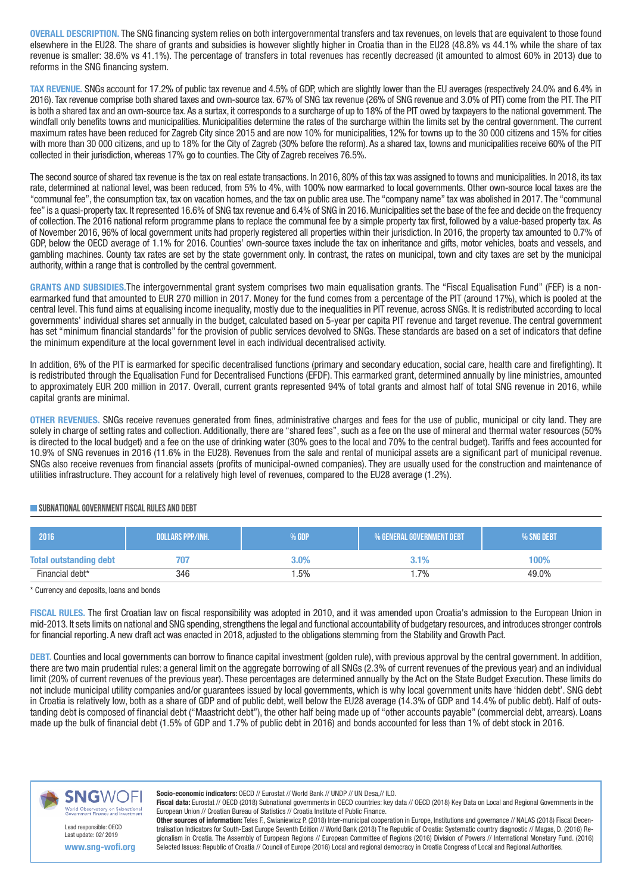**OVERALL DESCRIPTION.** The SNG financing system relies on both intergovernmental transfers and tax revenues, on levels that are equivalent to those found elsewhere in the EU28. The share of grants and subsidies is however slightly higher in Croatia than in the EU28 (48.8% vs 44.1% while the share of tax revenue is smaller: 38.6% vs 41.1%). The percentage of transfers in total revenues has recently decreased (it amounted to almost 60% in 2013) due to reforms in the SNG financing system.

**TAX REVENUE.** SNGs account for 17.2% of public tax revenue and 4.5% of GDP, which are slightly lower than the EU averages (respectively 24.0% and 6.4% in 2016). Tax revenue comprise both shared taxes and own-source tax. 67% of SNG tax revenue (26% of SNG revenue and 3.0% of PIT) come from the PIT. The PIT is both a shared tax and an own-source tax. As a surtax, it corresponds to a surcharge of up to 18% of the PIT owed by taxpayers to the national government. The windfall only benefits towns and municipalities. Municipalities determine the rates of the surcharge within the limits set by the central government. The current maximum rates have been reduced for Zagreb City since 2015 and are now 10% for municipalities, 12% for towns up to the 30 000 citizens and 15% for cities with more than 30 000 citizens, and up to 18% for the City of Zagreb (30% before the reform). As a shared tax, towns and municipalities receive 60% of the PIT collected in their jurisdiction, whereas 17% go to counties. The City of Zagreb receives 76.5%.

The second source of shared tax revenue is the tax on real estate transactions. In 2016, 80% of this tax was assigned to towns and municipalities. In 2018, its tax rate, determined at national level, was been reduced, from 5% to 4%, with 100% now earmarked to local governments. Other own-source local taxes are the "communal fee", the consumption tax, tax on vacation homes, and the tax on public area use. The "company name" tax was abolished in 2017. The "communal fee" is a quasi-property tax. It represented 16.6% of SNG tax revenue and 6.4% of SNG in 2016. Municipalities set the base of the fee and decide on the frequency of collection. The 2016 national reform programme plans to replace the communal fee by a simple property tax first, followed by a value-based property tax. As of November 2016, 96% of local government units had properly registered all properties within their jurisdiction. In 2016, the property tax amounted to 0.7% of GDP, below the OECD average of 1.1% for 2016. Counties' own-source taxes include the tax on inheritance and gifts, motor vehicles, boats and vessels, and gambling machines. County tax rates are set by the state government only. In contrast, the rates on municipal, town and city taxes are set by the municipal authority, within a range that is controlled by the central government.

**GRANTS AND SUBSIDIES.** The intergovernmental grant system comprises two main equalisation grants. The "Fiscal Equalisation Fund" (FEF) is a non-earmarked fund that amounted to EUR 270 million in 2017. Money for the fund comes from a percentage of the PIT (around 17%), which is pooled at the central level. This fund aims at equalising income inequality, mostly due to the inequalities in PIT revenue, across SNGs. It is redistributed according to local governments' individual shares set annually in the budget, calculated based on 5-year per capita PIT revenue and target revenue. The central government has set "minimum financial standards" for the provision of public services devolved to SNGs. These standards are based on a set of indicators that define the minimum expenditure at the local government level in each individual decentralised activity.

In addition, 6% of the PIT is earmarked for specific decentralised functions (primary and secondary education, social care, health care and firefighting). It is redistributed through the Equalisation Fund for Decentralised Functions (EFDF). This earmarked grant, determined annually by line ministries, amounted to approximately EUR 200 million in 2017. Overall, current grants represented 94% of total grants and almost half of total SNG revenue in 2016, while capital grants are minimal.

**OTHER REVENUES.** SNGs receive revenues generated from fines, administrative charges and fees for the use of public, municipal or city land. They are solely in charge of setting rates and collection. Additionally, there are "shared fees", such as a fee on the use of mineral and thermal water resources (50% is directed to the local budget) and a fee on the use of drinking water (30% goes to the local and 70% to the central budget). Tariffs and fees accounted for 10.9% of SNG revenues in 2016 (11.6% in the EU28). Revenues from the sale and rental of municipal assets are a significant part of municipal revenue. SNGs also receive revenues from financial assets (profits of municipal-owned companies). They are usually used for the construction and maintenance of utilities infrastructure. They account for a relatively high level of revenues, compared to the EU28 average (1.2%).

## SUBNATIONAL GOVERNMENT FISCAL RULES AND DEBT

| 2016 | DOLLARS PPP/INH. | % GDP | % GENERAL GOVERNMENT DEBT | % SNG DEBT |
|---|---|---|---|---|
| **Total outstanding debt** | **707** | **3.0%** | **3.1%** | **100%** |
| Financial debt* | 346 | 1.5% | 1.7% | 49.0% |

\* Currency and deposits, loans and bonds

**FISCAL RULES.** The first Croatian law on fiscal responsibility was adopted in 2010, and it was amended upon Croatia's admission to the European Union in mid-2013. It sets limits on national and SNG spending, strengthens the legal and functional accountability of budgetary resources, and introduces stronger controls for financial reporting. A new draft act was enacted in 2018, adjusted to the obligations stemming from the Stability and Growth Pact.

**DEBT.** Counties and local governments can borrow to finance capital investment (golden rule), with previous approval by the central government. In addition, there are two main prudential rules: a general limit on the aggregate borrowing of all SNGs (2.3% of current revenues of the previous year) and an individual limit (20% of current revenues of the previous year). These percentages are determined annually by the Act on the State Budget Execution. These limits do not include municipal utility companies and/or guarantees issued by local governments, which is why local government units have 'hidden debt'. SNG debt in Croatia is relatively low, both as a share of GDP and of public debt, well below the EU28 average (14.3% of GDP and 14.4% of public debt). Half of outstanding debt is composed of financial debt ("Maastricht debt"), the other half being made up of "other accounts payable" (commercial debt, arrears). Loans made up the bulk of financial debt (1.5% of GDP and 1.7% of public debt in 2016) and bonds accounted for less than 1% of debt stock in 2016.

SNGWOFI
World Observatory on Subnational Government Finance and Investment

Lead responsible: OECD
Last update: 02/ 2019

www.sng-wofi.org

**Socio-economic indicators:** OECD // Eurostat // World Bank // UNDP // UN Desa,// ILO.
**Fiscal data:** Eurostat // OECD (2018) Subnational governments in OECD countries: key data // OECD (2018) Key Data on Local and Regional Governments in the European Union // Croatian Bureau of Statistics // Croatia Institute of Public Finance.
**Other sources of information:** Teles F., Swianiewicz P. (2018) Inter-municipal cooperation in Europe, Institutions and governance // NALAS (2018) Fiscal Decentralisation Indicators for South-East Europe Seventh Edition // World Bank (2018) The Republic of Croatia: Systematic country diagnostic // Magas, D. (2016) Regionalism in Croatia. The Assembly of European Regions // European Committee of Regions (2016) Division of Powers // International Monetary Fund. (2016) Selected Issues: Republic of Croatia // Council of Europe (2016) Local and regional democracy in Croatia Congress of Local and Regional Authorities.